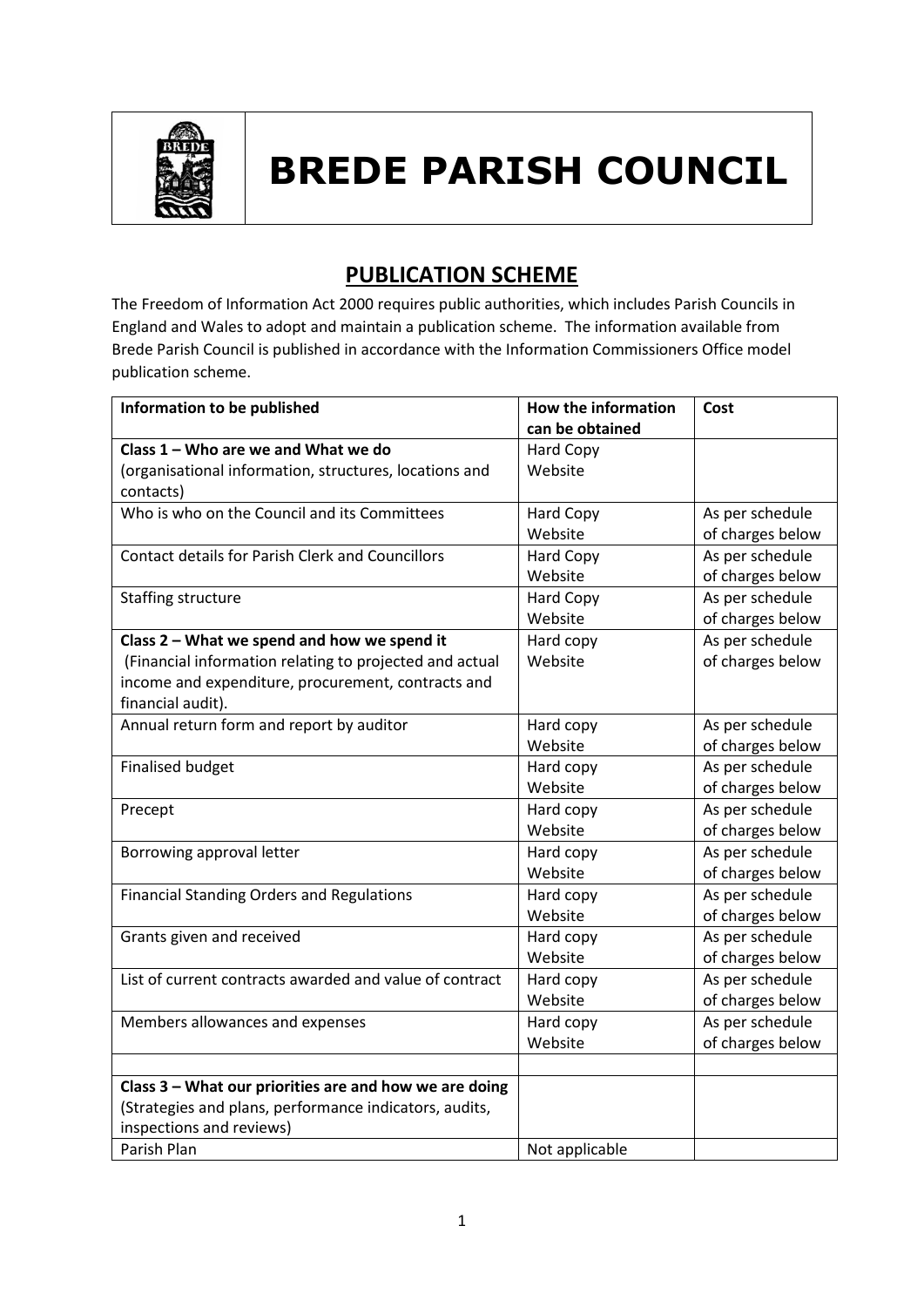# BREDE PARISH COUNCIL

## PUBLICATION SCHEME

The Freedom of Information Act 2000 requires public authorities, which includes Parish Councils in England and Wales to adopt and maintain a publication scheme. The information available from Brede Parish Council is published in accordance with the Information Commissioners Office model publication scheme.

| Information to be published | How the information can be obtained | Cost |
|---|---|---|
| **Class 1 – Who are we and What we do**<br>(organisational information, structures, locations and contacts) | Hard Copy<br>Website | |
| Who is who on the Council and its Committees | Hard Copy<br>Website | As per schedule of charges below |
| Contact details for Parish Clerk and Councillors | Hard Copy<br>Website | As per schedule of charges below |
| Staffing structure | Hard Copy<br>Website | As per schedule of charges below |
| **Class 2 – What we spend and how we spend it**<br>(Financial information relating to projected and actual income and expenditure, procurement, contracts and financial audit). | Hard copy<br>Website | As per schedule of charges below |
| Annual return form and report by auditor | Hard copy<br>Website | As per schedule of charges below |
| Finalised budget | Hard copy<br>Website | As per schedule of charges below |
| Precept | Hard copy<br>Website | As per schedule of charges below |
| Borrowing approval letter | Hard copy<br>Website | As per schedule of charges below |
| Financial Standing Orders and Regulations | Hard copy<br>Website | As per schedule of charges below |
| Grants given and received | Hard copy<br>Website | As per schedule of charges below |
| List of current contracts awarded and value of contract | Hard copy<br>Website | As per schedule of charges below |
| Members allowances and expenses | Hard copy<br>Website | As per schedule of charges below |
| | | |
| **Class 3 – What our priorities are and how we are doing**<br>(Strategies and plans, performance indicators, audits, inspections and reviews) | | |
| Parish Plan | Not applicable | |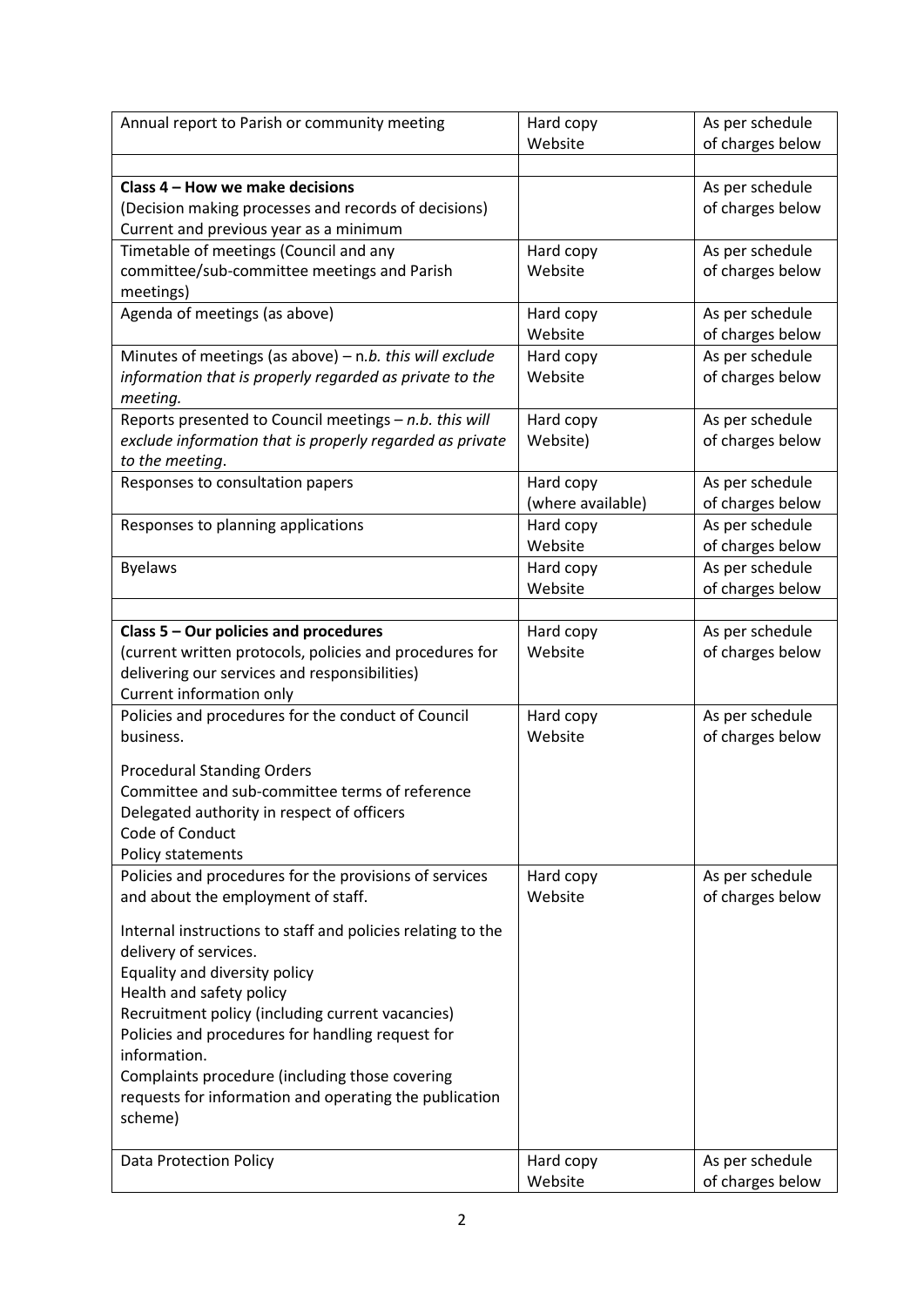| Annual report to Parish or community meeting | Hard copy<br>Website | As per schedule of charges below |
|---|---|---|
| | | |
| **Class 4 – How we make decisions**<br>(Decision making processes and records of decisions)<br>Current and previous year as a minimum | | As per schedule of charges below |
| Timetable of meetings (Council and any committee/sub-committee meetings and Parish meetings) | Hard copy<br>Website | As per schedule of charges below |
| Agenda of meetings (as above) | Hard copy<br>Website | As per schedule of charges below |
| Minutes of meetings (as above) – n.*b. this will exclude information that is properly regarded as private to the meeting.* | Hard copy<br>Website | As per schedule of charges below |
| Reports presented to Council meetings – *n.b. this will exclude information that is properly regarded as private to the meeting*. | Hard copy<br>Website) | As per schedule of charges below |
| Responses to consultation papers | Hard copy<br>(where available) | As per schedule of charges below |
| Responses to planning applications | Hard copy<br>Website | As per schedule of charges below |
| Byelaws | Hard copy<br>Website | As per schedule of charges below |
| | | |
| **Class 5 – Our policies and procedures**<br>(current written protocols, policies and procedures for delivering our services and responsibilities)<br>Current information only | Hard copy<br>Website | As per schedule of charges below |
| Policies and procedures for the conduct of Council business.<br><br>Procedural Standing Orders<br>Committee and sub-committee terms of reference<br>Delegated authority in respect of officers<br>Code of Conduct<br>Policy statements | Hard copy<br>Website | As per schedule of charges below |
| Policies and procedures for the provisions of services and about the employment of staff.<br><br>Internal instructions to staff and policies relating to the delivery of services.<br>Equality and diversity policy<br>Health and safety policy<br>Recruitment policy (including current vacancies)<br>Policies and procedures for handling request for information.<br>Complaints procedure (including those covering requests for information and operating the publication scheme) | Hard copy<br>Website | As per schedule of charges below |
| Data Protection Policy | Hard copy<br>Website | As per schedule of charges below |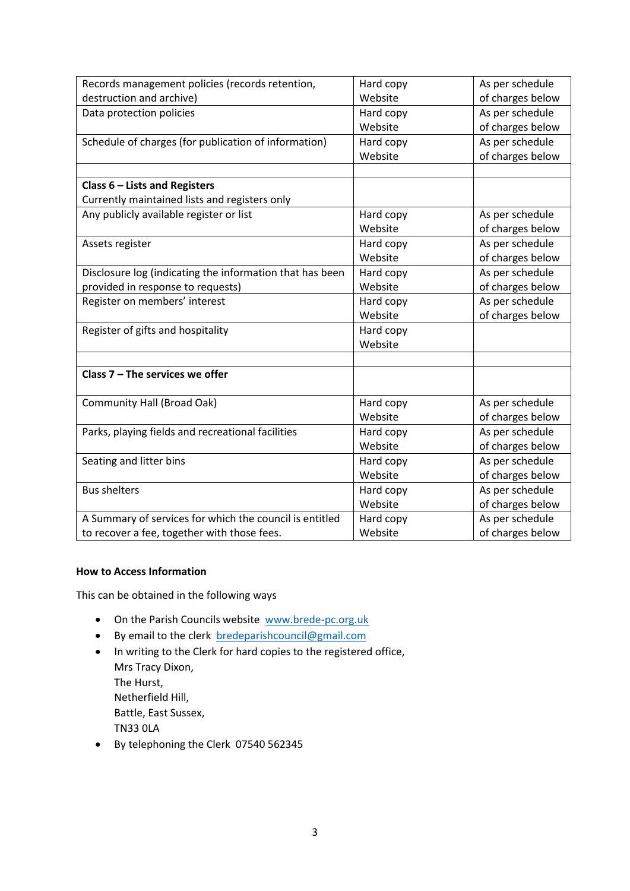| | | |
|---|---|---|
| Records management policies (records retention, destruction and archive) | Hard copy Website | As per schedule of charges below |
| Data protection policies | Hard copy Website | As per schedule of charges below |
| Schedule of charges (for publication of information) | Hard copy Website | As per schedule of charges below |
| | | |
| **Class 6 – Lists and Registers** Currently maintained lists and registers only | | |
| Any publicly available register or list | Hard copy Website | As per schedule of charges below |
| Assets register | Hard copy Website | As per schedule of charges below |
| Disclosure log (indicating the information that has been provided in response to requests) | Hard copy Website | As per schedule of charges below |
| Register on members' interest | Hard copy Website | As per schedule of charges below |
| Register of gifts and hospitality | Hard copy Website | |
| | | |
| **Class 7 – The services we offer** | | |
| Community Hall (Broad Oak) | Hard copy Website | As per schedule of charges below |
| Parks, playing fields and recreational facilities | Hard copy Website | As per schedule of charges below |
| Seating and litter bins | Hard copy Website | As per schedule of charges below |
| Bus shelters | Hard copy Website | As per schedule of charges below |
| A Summary of services for which the council is entitled to recover a fee, together with those fees. | Hard copy Website | As per schedule of charges below |

**How to Access Information**

This can be obtained in the following ways

- On the Parish Councils website [www.brede-pc.org.uk](http://www.brede-pc.org.uk)
- By email to the clerk [bredeparishcouncil@gmail.com](mailto:bredeparishcouncil@gmail.com)
- In writing to the Clerk for hard copies to the registered office,
  Mrs Tracy Dixon,
  The Hurst,
  Netherfield Hill,
  Battle, East Sussex,
  TN33 0LA
- By telephoning the Clerk 07540 562345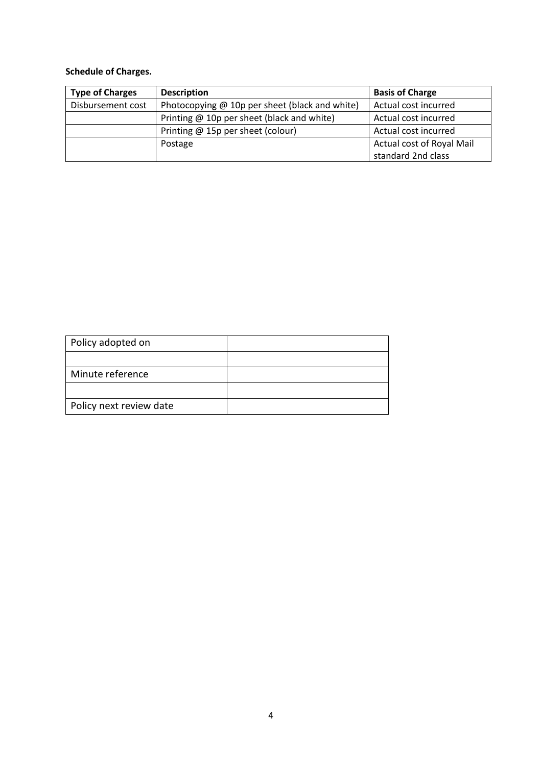**Schedule of Charges.**

| Type of Charges | Description | Basis of Charge |
|---|---|---|
| Disbursement cost | Photocopying @ 10p per sheet (black and white) | Actual cost incurred |
| | Printing @ 10p per sheet (black and white) | Actual cost incurred |
| | Printing @ 15p per sheet (colour) | Actual cost incurred |
| | Postage | Actual cost of Royal Mail standard 2nd class |

| | |
|---|---|
| Policy adopted on | |
| | |
| Minute reference | |
| | |
| Policy next review date | |